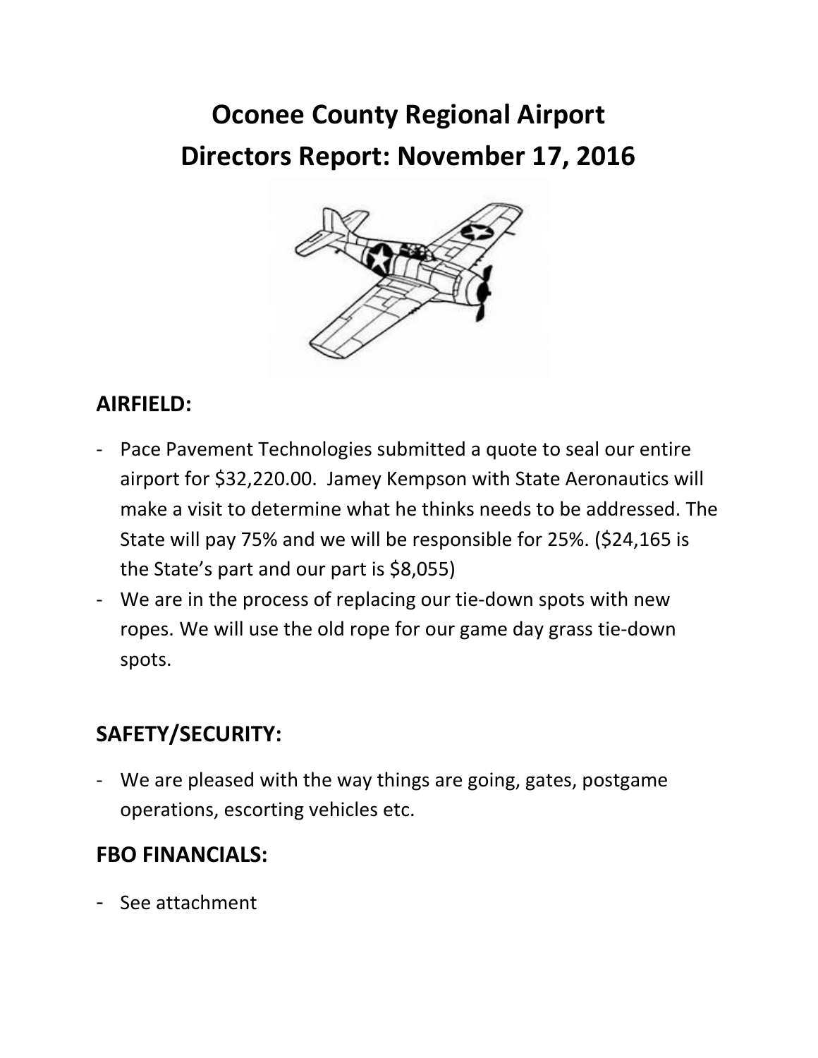# Oconee County Regional Airport
# Directors Report: November 17, 2016

## AIRFIELD:

- Pace Pavement Technologies submitted a quote to seal our entire airport for $32,220.00. Jamey Kempson with State Aeronautics will make a visit to determine what he thinks needs to be addressed. The State will pay 75% and we will be responsible for 25%. ($24,165 is the State's part and our part is $8,055)
- We are in the process of replacing our tie-down spots with new ropes. We will use the old rope for our game day grass tie-down spots.

## SAFETY/SECURITY:

- We are pleased with the way things are going, gates, postgame operations, escorting vehicles etc.

## FBO FINANCIALS:

- See attachment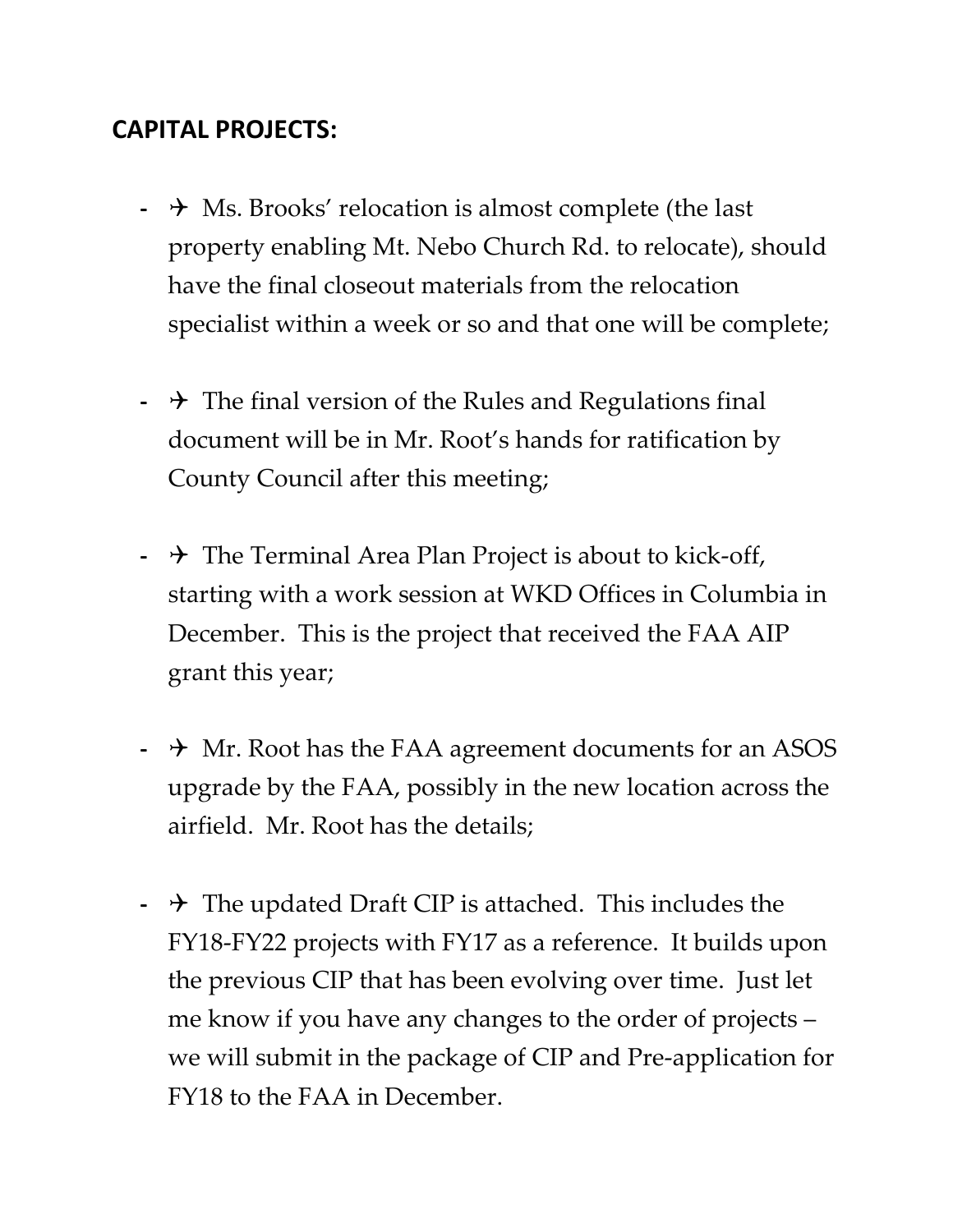## CAPITAL PROJECTS:

- ✈ Ms. Brooks' relocation is almost complete (the last property enabling Mt. Nebo Church Rd. to relocate), should have the final closeout materials from the relocation specialist within a week or so and that one will be complete;

- ✈ The final version of the Rules and Regulations final document will be in Mr. Root's hands for ratification by County Council after this meeting;

- ✈ The Terminal Area Plan Project is about to kick-off, starting with a work session at WKD Offices in Columbia in December. This is the project that received the FAA AIP grant this year;

- ✈ Mr. Root has the FAA agreement documents for an ASOS upgrade by the FAA, possibly in the new location across the airfield. Mr. Root has the details;

- ✈ The updated Draft CIP is attached. This includes the FY18-FY22 projects with FY17 as a reference. It builds upon the previous CIP that has been evolving over time. Just let me know if you have any changes to the order of projects – we will submit in the package of CIP and Pre-application for FY18 to the FAA in December.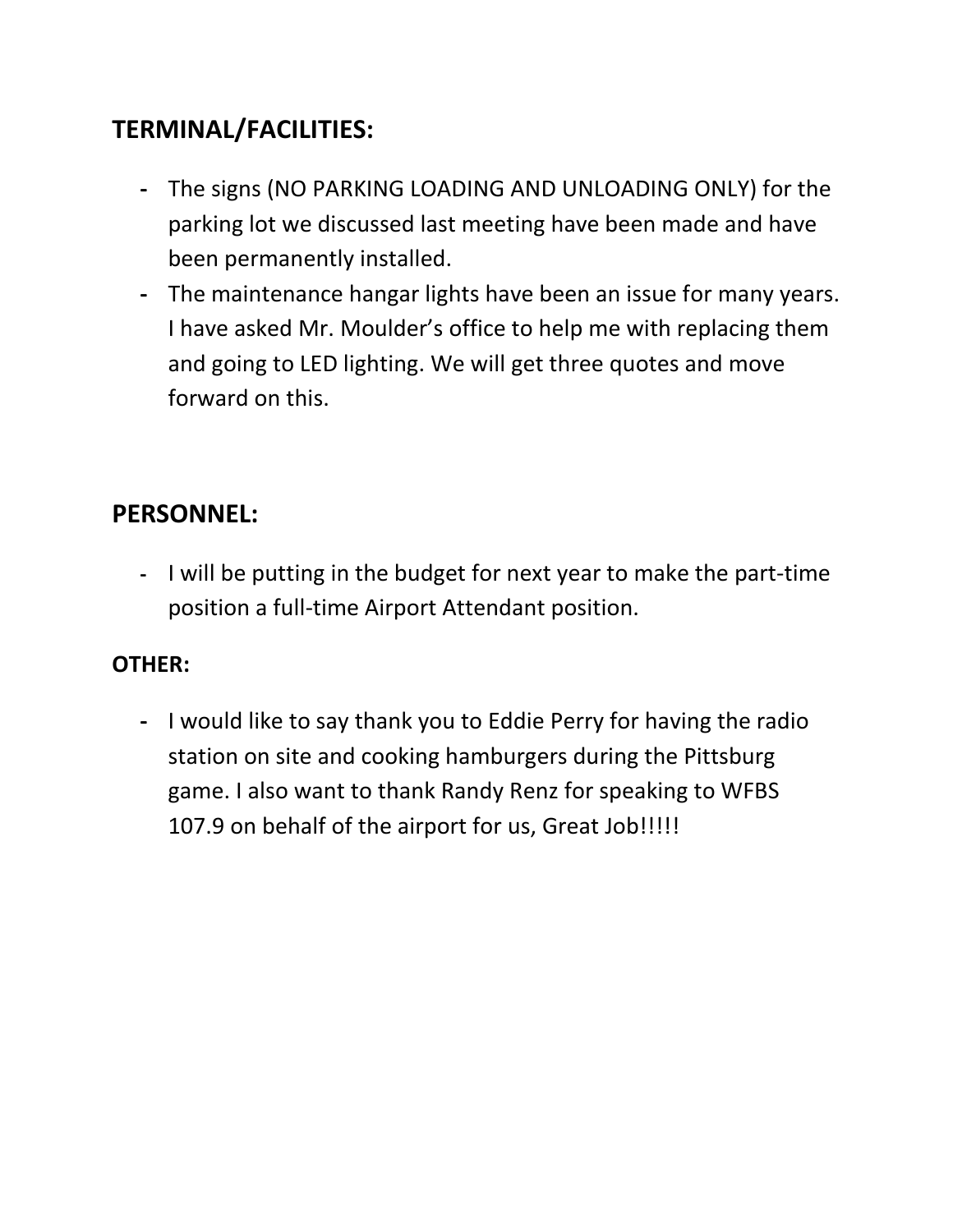## TERMINAL/FACILITIES:

- The signs (NO PARKING LOADING AND UNLOADING ONLY) for the parking lot we discussed last meeting have been made and have been permanently installed.
- The maintenance hangar lights have been an issue for many years. I have asked Mr. Moulder's office to help me with replacing them and going to LED lighting. We will get three quotes and move forward on this.

## PERSONNEL:

- I will be putting in the budget for next year to make the part-time position a full-time Airport Attendant position.

### OTHER:

- I would like to say thank you to Eddie Perry for having the radio station on site and cooking hamburgers during the Pittsburg game. I also want to thank Randy Renz for speaking to WFBS 107.9 on behalf of the airport for us, Great Job!!!!!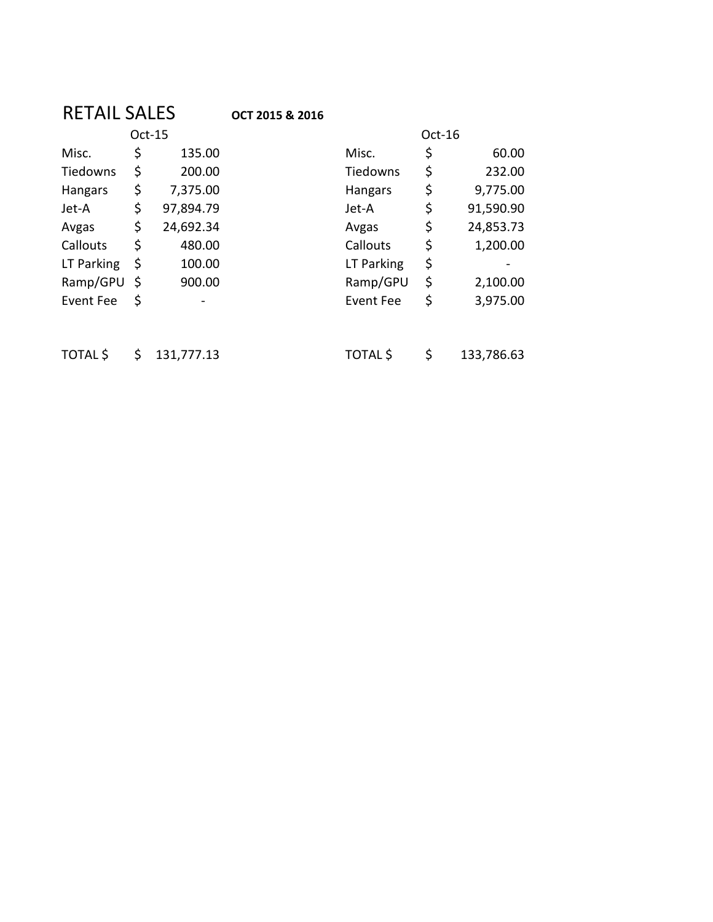# RETAIL SALES **OCT 2015 & 2016**

| Oct-15 | | | Oct-16 | | |
|---|---|---|---|---|---|
| Misc. | $ | 135.00 | Misc. | $ | 60.00 |
| Tiedowns | $ | 200.00 | Tiedowns | $ | 232.00 |
| Hangars | $ | 7,375.00 | Hangars | $ | 9,775.00 |
| Jet-A | $ | 97,894.79 | Jet-A | $ | 91,590.90 |
| Avgas | $ | 24,692.34 | Avgas | $ | 24,853.73 |
| Callouts | $ | 480.00 | Callouts | $ | 1,200.00 |
| LT Parking | $ | 100.00 | LT Parking | $ | - |
| Ramp/GPU | $ | 900.00 | Ramp/GPU | $ | 2,100.00 |
| Event Fee | $ | - | Event Fee | $ | 3,975.00 |
| | | | | | |
| TOTAL $ | $ | 131,777.13 | TOTAL $ | $ | 133,786.63 |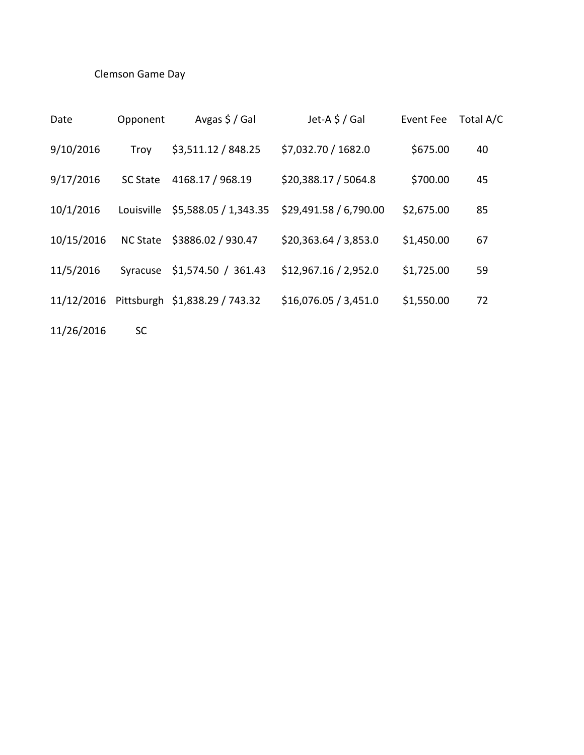Clemson Game Day

| Date | Opponent | Avgas $ / Gal | Jet-A $ / Gal | Event Fee | Total A/C |
|---|---|---|---|---|---|
| 9/10/2016 | Troy | $3,511.12 / 848.25 | $7,032.70 / 1682.0 | $675.00 | 40 |
| 9/17/2016 | SC State | 4168.17 / 968.19 | $20,388.17 / 5064.8 | $700.00 | 45 |
| 10/1/2016 | Louisville | $5,588.05 / 1,343.35 | $29,491.58 / 6,790.00 | $2,675.00 | 85 |
| 10/15/2016 | NC State | $3886.02 / 930.47 | $20,363.64 / 3,853.0 | $1,450.00 | 67 |
| 11/5/2016 | Syracuse | $1,574.50 / 361.43 | $12,967.16 / 2,952.0 | $1,725.00 | 59 |
| 11/12/2016 | Pittsburgh | $1,838.29 / 743.32 | $16,076.05 / 3,451.0 | $1,550.00 | 72 |
| 11/26/2016 | SC | | | | |